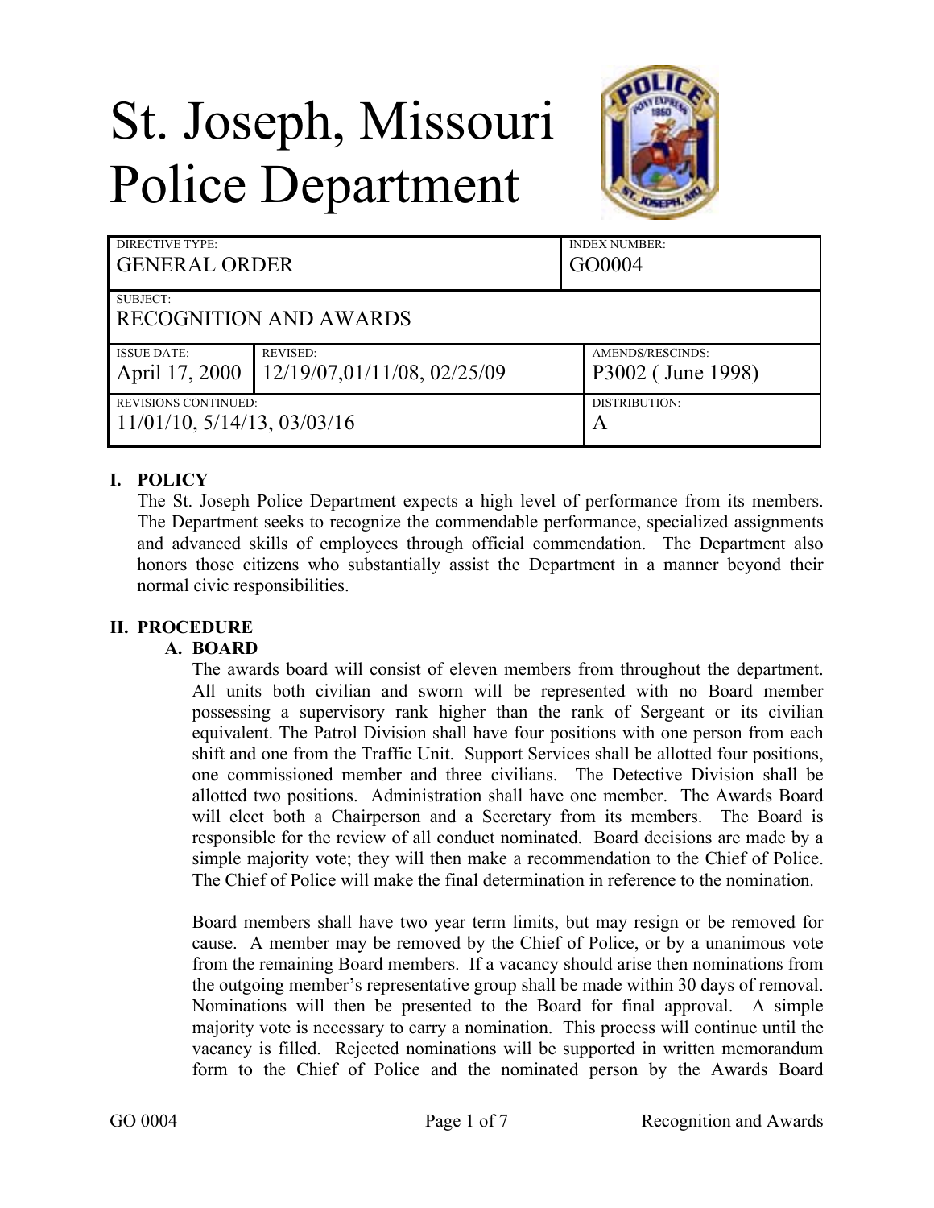# St. Joseph, Missouri Police Department

| DIRECTIVE TYPE: GENERAL ORDER | | INDEX NUMBER: GO0004 |
|---|---|---|
| SUBJECT: RECOGNITION AND AWARDS | | |
| ISSUE DATE: April 17, 2000 | REVISED: 12/19/07,01/11/08, 02/25/09 | AMENDS/RESCINDS: P3002 ( June 1998) |
| REVISIONS CONTINUED: 11/01/10, 5/14/13, 03/03/16 | | DISTRIBUTION: A |

## I. POLICY

The St. Joseph Police Department expects a high level of performance from its members. The Department seeks to recognize the commendable performance, specialized assignments and advanced skills of employees through official commendation. The Department also honors those citizens who substantially assist the Department in a manner beyond their normal civic responsibilities.

## II. PROCEDURE

### A. BOARD

The awards board will consist of eleven members from throughout the department. All units both civilian and sworn will be represented with no Board member possessing a supervisory rank higher than the rank of Sergeant or its civilian equivalent. The Patrol Division shall have four positions with one person from each shift and one from the Traffic Unit. Support Services shall be allotted four positions, one commissioned member and three civilians. The Detective Division shall be allotted two positions. Administration shall have one member. The Awards Board will elect both a Chairperson and a Secretary from its members. The Board is responsible for the review of all conduct nominated. Board decisions are made by a simple majority vote; they will then make a recommendation to the Chief of Police. The Chief of Police will make the final determination in reference to the nomination.

Board members shall have two year term limits, but may resign or be removed for cause. A member may be removed by the Chief of Police, or by a unanimous vote from the remaining Board members. If a vacancy should arise then nominations from the outgoing member's representative group shall be made within 30 days of removal. Nominations will then be presented to the Board for final approval. A simple majority vote is necessary to carry a nomination. This process will continue until the vacancy is filled. Rejected nominations will be supported in written memorandum form to the Chief of Police and the nominated person by the Awards Board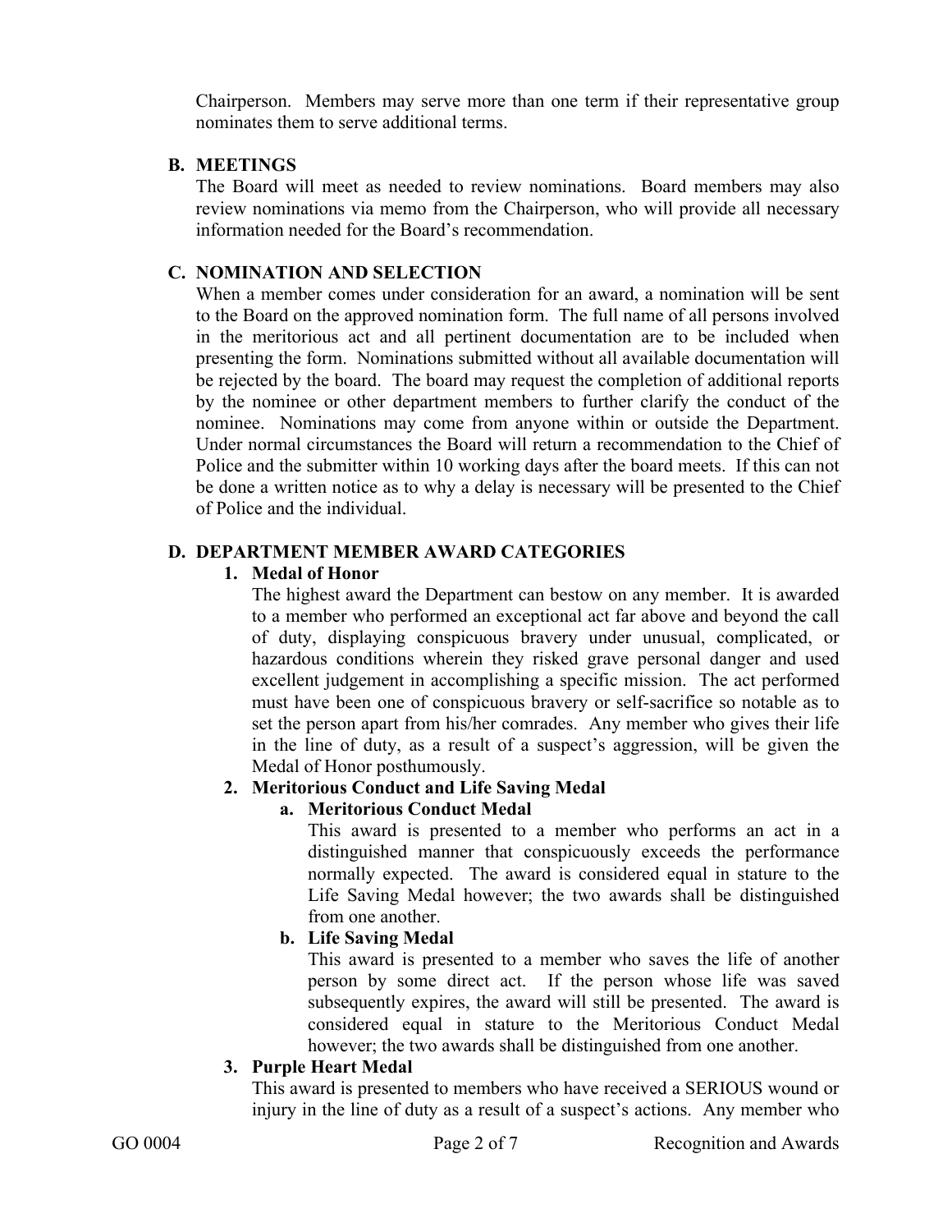Chairperson. Members may serve more than one term if their representative group nominates them to serve additional terms.

### B. MEETINGS

The Board will meet as needed to review nominations. Board members may also review nominations via memo from the Chairperson, who will provide all necessary information needed for the Board's recommendation.

### C. NOMINATION AND SELECTION

When a member comes under consideration for an award, a nomination will be sent to the Board on the approved nomination form. The full name of all persons involved in the meritorious act and all pertinent documentation are to be included when presenting the form. Nominations submitted without all available documentation will be rejected by the board. The board may request the completion of additional reports by the nominee or other department members to further clarify the conduct of the nominee. Nominations may come from anyone within or outside the Department. Under normal circumstances the Board will return a recommendation to the Chief of Police and the submitter within 10 working days after the board meets. If this can not be done a written notice as to why a delay is necessary will be presented to the Chief of Police and the individual.

### D. DEPARTMENT MEMBER AWARD CATEGORIES

1. **Medal of Honor**

   The highest award the Department can bestow on any member. It is awarded to a member who performed an exceptional act far above and beyond the call of duty, displaying conspicuous bravery under unusual, complicated, or hazardous conditions wherein they risked grave personal danger and used excellent judgement in accomplishing a specific mission. The act performed must have been one of conspicuous bravery or self-sacrifice so notable as to set the person apart from his/her comrades. Any member who gives their life in the line of duty, as a result of a suspect's aggression, will be given the Medal of Honor posthumously.

2. **Meritorious Conduct and Life Saving Medal**

   a. **Meritorious Conduct Medal**

      This award is presented to a member who performs an act in a distinguished manner that conspicuously exceeds the performance normally expected. The award is considered equal in stature to the Life Saving Medal however; the two awards shall be distinguished from one another.

   b. **Life Saving Medal**

      This award is presented to a member who saves the life of another person by some direct act. If the person whose life was saved subsequently expires, the award will still be presented. The award is considered equal in stature to the Meritorious Conduct Medal however; the two awards shall be distinguished from one another.

3. **Purple Heart Medal**

   This award is presented to members who have received a SERIOUS wound or injury in the line of duty as a result of a suspect's actions. Any member who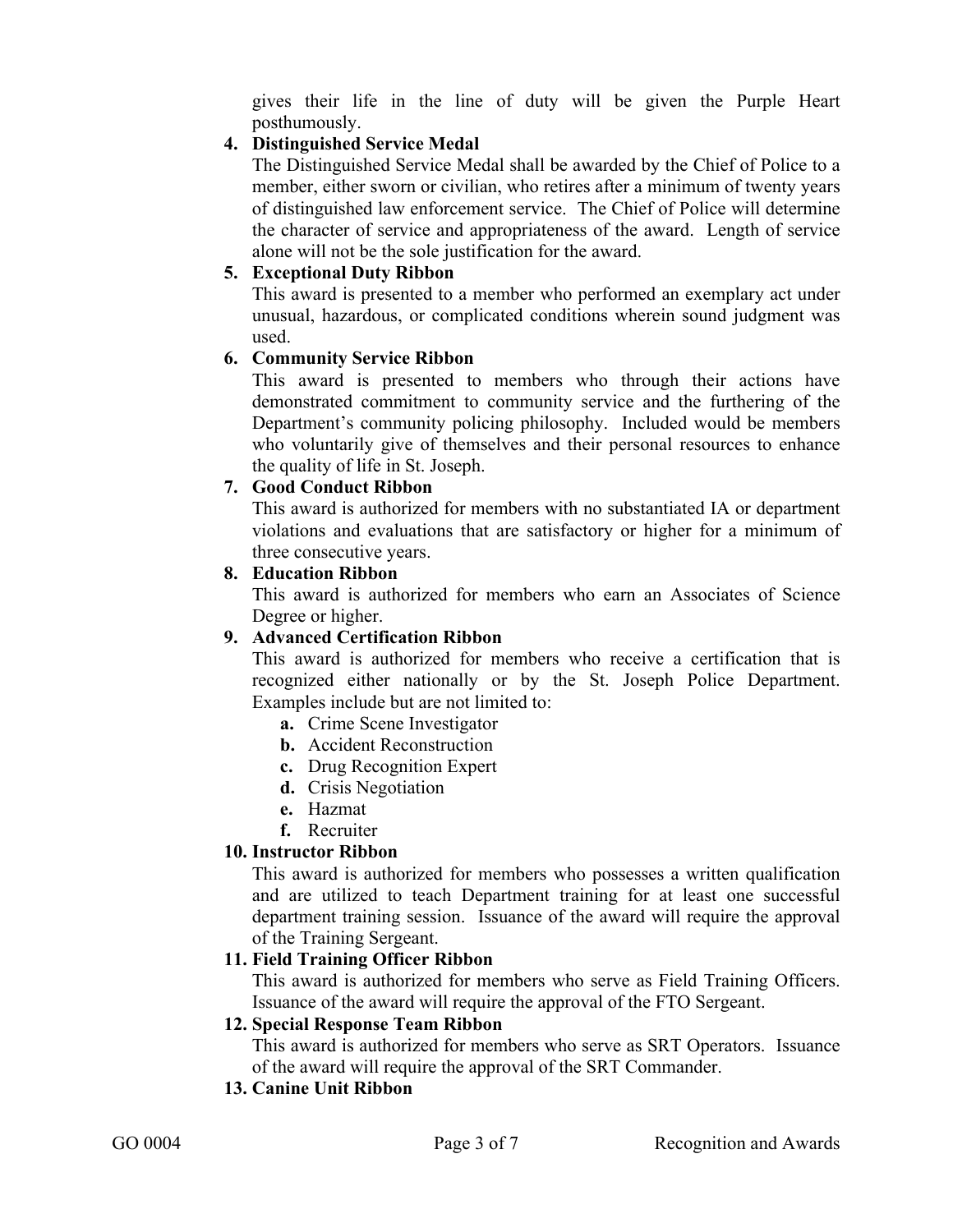gives their life in the line of duty will be given the Purple Heart posthumously.

4. **Distinguished Service Medal**

   The Distinguished Service Medal shall be awarded by the Chief of Police to a member, either sworn or civilian, who retires after a minimum of twenty years of distinguished law enforcement service. The Chief of Police will determine the character of service and appropriateness of the award. Length of service alone will not be the sole justification for the award.

5. **Exceptional Duty Ribbon**

   This award is presented to a member who performed an exemplary act under unusual, hazardous, or complicated conditions wherein sound judgment was used.

6. **Community Service Ribbon**

   This award is presented to members who through their actions have demonstrated commitment to community service and the furthering of the Department's community policing philosophy. Included would be members who voluntarily give of themselves and their personal resources to enhance the quality of life in St. Joseph.

7. **Good Conduct Ribbon**

   This award is authorized for members with no substantiated IA or department violations and evaluations that are satisfactory or higher for a minimum of three consecutive years.

8. **Education Ribbon**

   This award is authorized for members who earn an Associates of Science Degree or higher.

9. **Advanced Certification Ribbon**

   This award is authorized for members who receive a certification that is recognized either nationally or by the St. Joseph Police Department. Examples include but are not limited to:

   a. Crime Scene Investigator
   b. Accident Reconstruction
   c. Drug Recognition Expert
   d. Crisis Negotiation
   e. Hazmat
   f. Recruiter

10. **Instructor Ribbon**

    This award is authorized for members who possesses a written qualification and are utilized to teach Department training for at least one successful department training session. Issuance of the award will require the approval of the Training Sergeant.

11. **Field Training Officer Ribbon**

    This award is authorized for members who serve as Field Training Officers. Issuance of the award will require the approval of the FTO Sergeant.

12. **Special Response Team Ribbon**

    This award is authorized for members who serve as SRT Operators. Issuance of the award will require the approval of the SRT Commander.

13. **Canine Unit Ribbon**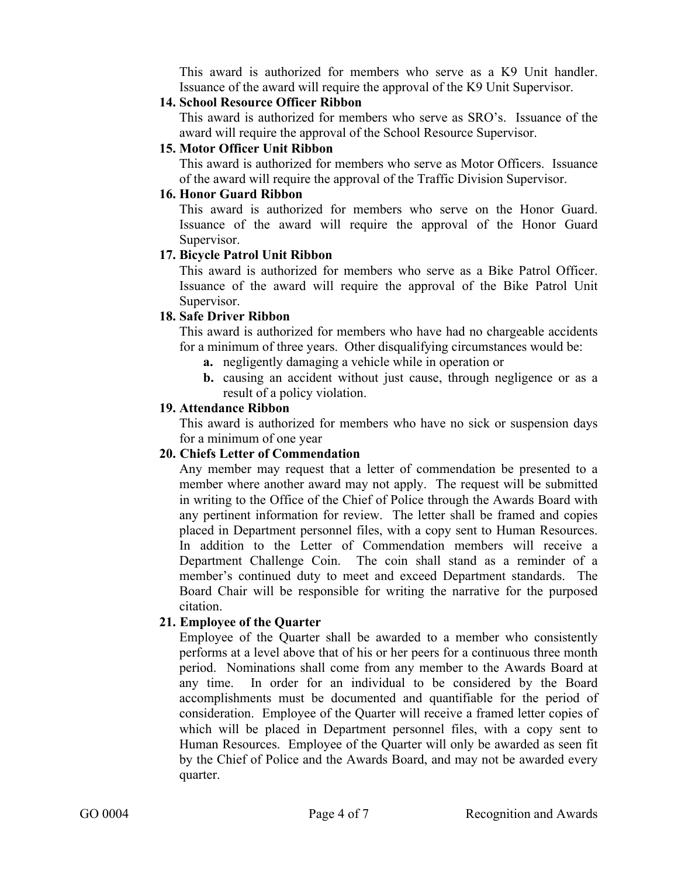This award is authorized for members who serve as a K9 Unit handler. Issuance of the award will require the approval of the K9 Unit Supervisor.

**14. School Resource Officer Ribbon**

This award is authorized for members who serve as SRO's. Issuance of the award will require the approval of the School Resource Supervisor.

**15. Motor Officer Unit Ribbon**

This award is authorized for members who serve as Motor Officers. Issuance of the award will require the approval of the Traffic Division Supervisor.

**16. Honor Guard Ribbon**

This award is authorized for members who serve on the Honor Guard. Issuance of the award will require the approval of the Honor Guard Supervisor.

**17. Bicycle Patrol Unit Ribbon**

This award is authorized for members who serve as a Bike Patrol Officer. Issuance of the award will require the approval of the Bike Patrol Unit Supervisor.

**18. Safe Driver Ribbon**

This award is authorized for members who have had no chargeable accidents for a minimum of three years. Other disqualifying circumstances would be:

- **a.** negligently damaging a vehicle while in operation or
- **b.** causing an accident without just cause, through negligence or as a result of a policy violation.

**19. Attendance Ribbon**

This award is authorized for members who have no sick or suspension days for a minimum of one year

**20. Chiefs Letter of Commendation**

Any member may request that a letter of commendation be presented to a member where another award may not apply. The request will be submitted in writing to the Office of the Chief of Police through the Awards Board with any pertinent information for review. The letter shall be framed and copies placed in Department personnel files, with a copy sent to Human Resources. In addition to the Letter of Commendation members will receive a Department Challenge Coin. The coin shall stand as a reminder of a member's continued duty to meet and exceed Department standards. The Board Chair will be responsible for writing the narrative for the purposed citation.

**21. Employee of the Quarter**

Employee of the Quarter shall be awarded to a member who consistently performs at a level above that of his or her peers for a continuous three month period. Nominations shall come from any member to the Awards Board at any time. In order for an individual to be considered by the Board accomplishments must be documented and quantifiable for the period of consideration. Employee of the Quarter will receive a framed letter copies of which will be placed in Department personnel files, with a copy sent to Human Resources. Employee of the Quarter will only be awarded as seen fit by the Chief of Police and the Awards Board, and may not be awarded every quarter.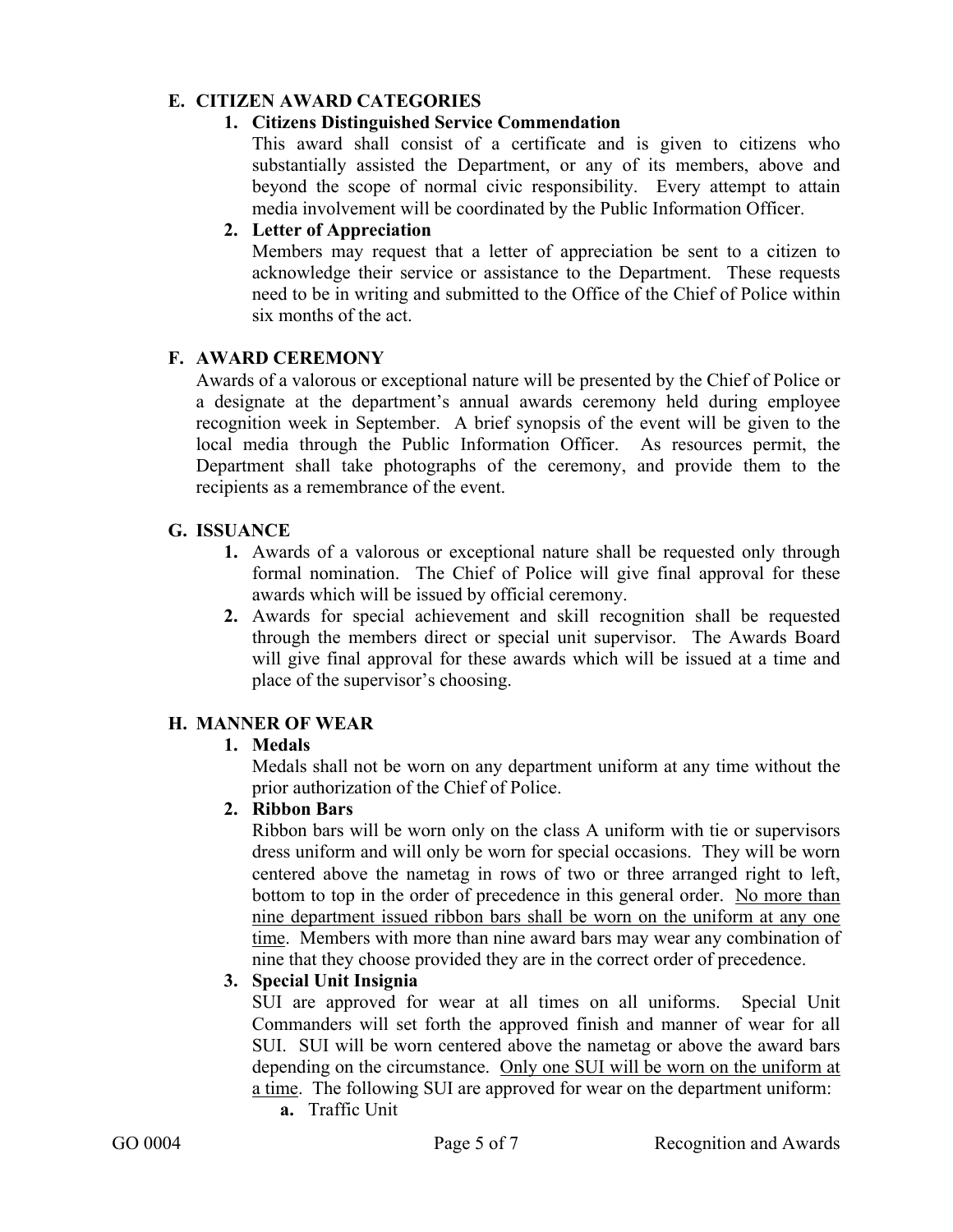## E. CITIZEN AWARD CATEGORIES

### 1. Citizens Distinguished Service Commendation

This award shall consist of a certificate and is given to citizens who substantially assisted the Department, or any of its members, above and beyond the scope of normal civic responsibility. Every attempt to attain media involvement will be coordinated by the Public Information Officer.

### 2. Letter of Appreciation

Members may request that a letter of appreciation be sent to a citizen to acknowledge their service or assistance to the Department. These requests need to be in writing and submitted to the Office of the Chief of Police within six months of the act.

## F. AWARD CEREMONY

Awards of a valorous or exceptional nature will be presented by the Chief of Police or a designate at the department's annual awards ceremony held during employee recognition week in September. A brief synopsis of the event will be given to the local media through the Public Information Officer. As resources permit, the Department shall take photographs of the ceremony, and provide them to the recipients as a remembrance of the event.

## G. ISSUANCE

1. Awards of a valorous or exceptional nature shall be requested only through formal nomination. The Chief of Police will give final approval for these awards which will be issued by official ceremony.
2. Awards for special achievement and skill recognition shall be requested through the members direct or special unit supervisor. The Awards Board will give final approval for these awards which will be issued at a time and place of the supervisor's choosing.

## H. MANNER OF WEAR

### 1. Medals

Medals shall not be worn on any department uniform at any time without the prior authorization of the Chief of Police.

### 2. Ribbon Bars

Ribbon bars will be worn only on the class A uniform with tie or supervisors dress uniform and will only be worn for special occasions. They will be worn centered above the nametag in rows of two or three arranged right to left, bottom to top in the order of precedence in this general order. <u>No more than nine department issued ribbon bars shall be worn on the uniform at any one time</u>. Members with more than nine award bars may wear any combination of nine that they choose provided they are in the correct order of precedence.

### 3. Special Unit Insignia

SUI are approved for wear at all times on all uniforms. Special Unit Commanders will set forth the approved finish and manner of wear for all SUI. SUI will be worn centered above the nametag or above the award bars depending on the circumstance. <u>Only one SUI will be worn on the uniform at a time</u>. The following SUI are approved for wear on the department uniform:

- **a.** Traffic Unit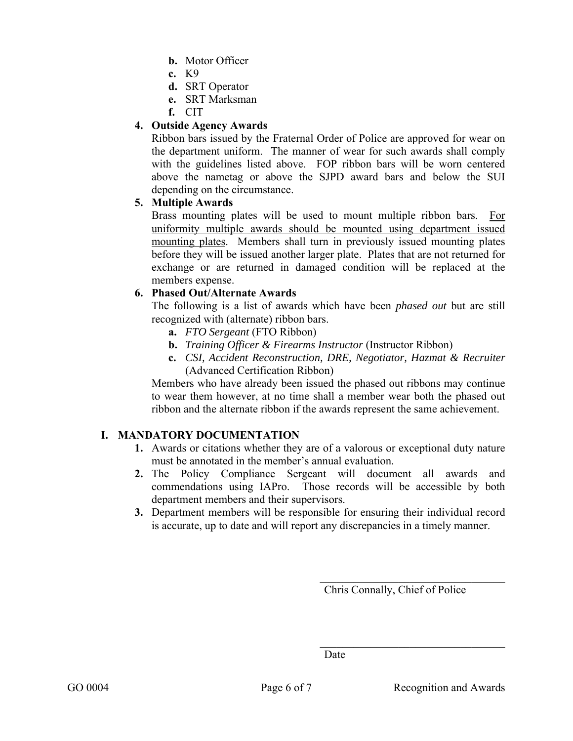b. Motor Officer
c. K9
d. SRT Operator
e. SRT Marksman
f. CIT

4. **Outside Agency Awards**

   Ribbon bars issued by the Fraternal Order of Police are approved for wear on the department uniform. The manner of wear for such awards shall comply with the guidelines listed above. FOP ribbon bars will be worn centered above the nametag or above the SJPD award bars and below the SUI depending on the circumstance.

5. **Multiple Awards**

   Brass mounting plates will be used to mount multiple ribbon bars. <u>For uniformity multiple awards should be mounted using department issued mounting plates</u>. Members shall turn in previously issued mounting plates before they will be issued another larger plate. Plates that are not returned for exchange or are returned in damaged condition will be replaced at the members expense.

6. **Phased Out/Alternate Awards**

   The following is a list of awards which have been *phased out* but are still recognized with (alternate) ribbon bars.

   a. *FTO Sergeant* (FTO Ribbon)
   b. *Training Officer & Firearms Instructor* (Instructor Ribbon)
   c. *CSI, Accident Reconstruction, DRE, Negotiator, Hazmat & Recruiter* (Advanced Certification Ribbon)

   Members who have already been issued the phased out ribbons may continue to wear them however, at no time shall a member wear both the phased out ribbon and the alternate ribbon if the awards represent the same achievement.

## I. MANDATORY DOCUMENTATION

1. Awards or citations whether they are of a valorous or exceptional duty nature must be annotated in the member's annual evaluation.
2. The Policy Compliance Sergeant will document all awards and commendations using IAPro. Those records will be accessible by both department members and their supervisors.
3. Department members will be responsible for ensuring their individual record is accurate, up to date and will report any discrepancies in a timely manner.

\_\_\_\_\_\_\_\_\_\_\_\_\_\_\_\_\_\_\_\_\_\_\_\_\_\_\_\_\_\_\_\_\_\_

Chris Connally, Chief of Police

\_\_\_\_\_\_\_\_\_\_\_\_\_\_\_\_\_\_\_\_\_\_\_\_\_\_\_\_\_\_\_\_\_\_

Date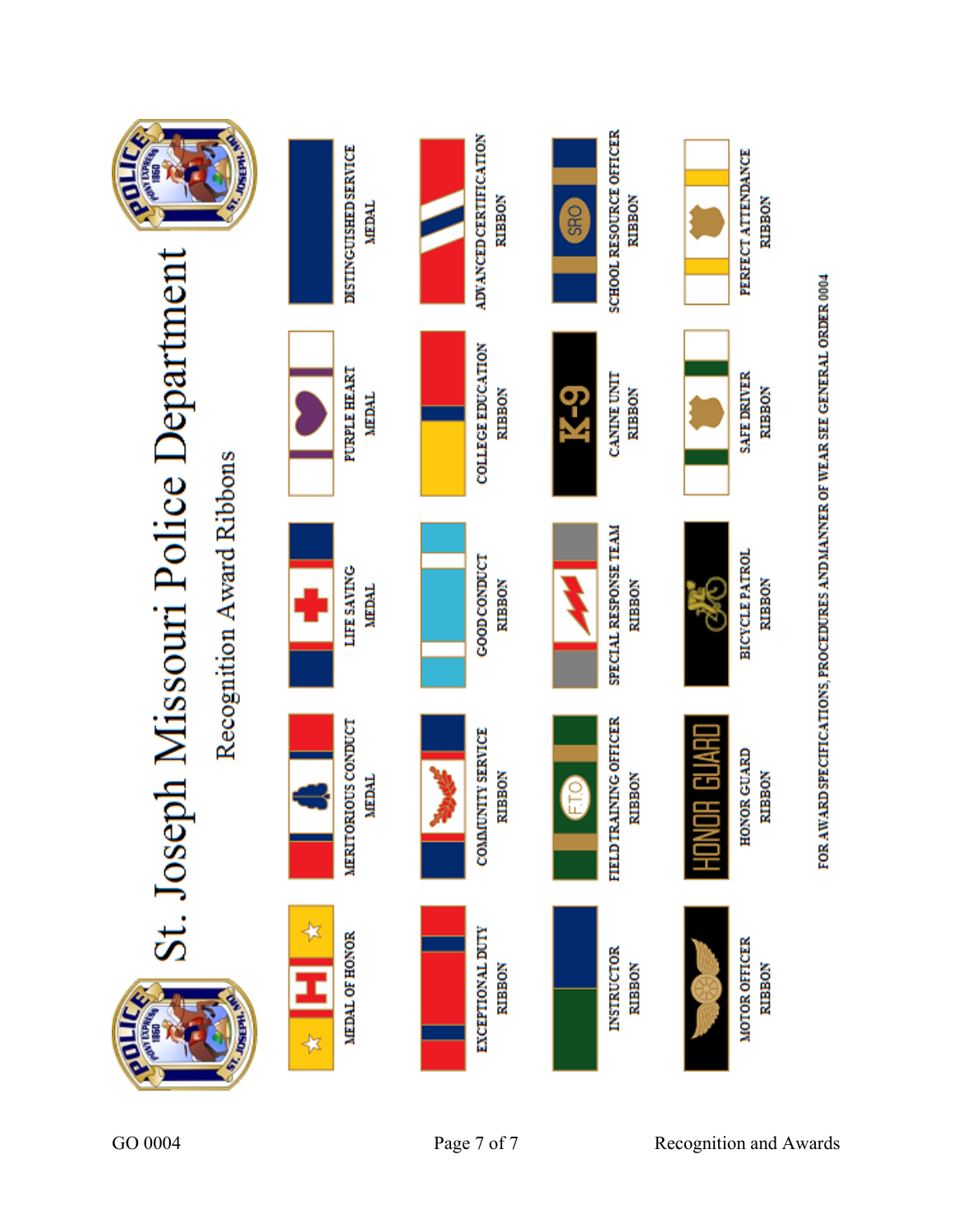# St. Joseph Missouri Police Department

## Recognition Award Ribbons

MEDAL OF HONOR

MERITORIOUS CONDUCT MEDAL

LIFE SAVING MEDAL

PURPLE HEART MEDAL

DISTINGUISHED SERVICE MEDAL

EXCEPTIONAL DUTY RIBBON

COMMUNITY SERVICE RIBBON

GOOD CONDUCT RIBBON

COLLEGE EDUCATION RIBBON

ADVANCED CERTIFICATION RIBBON

INSTRUCTOR RIBBON

FIELD TRAINING OFFICER RIBBON

SPECIAL RESPONSE TEAM RIBBON

CANINE UNIT RIBBON

SCHOOL RESOURCE OFFICER RIBBON

MOTOR OFFICER RIBBON

HONOR GUARD RIBBON

BICYCLE PATROL RIBBON

SAFE DRIVER RIBBON

PERFECT ATTENDANCE RIBBON

FOR AWARD SPECIFICATIONS, PROCEDURES AND MANNER OF WEAR SEE GENERAL ORDER 0004